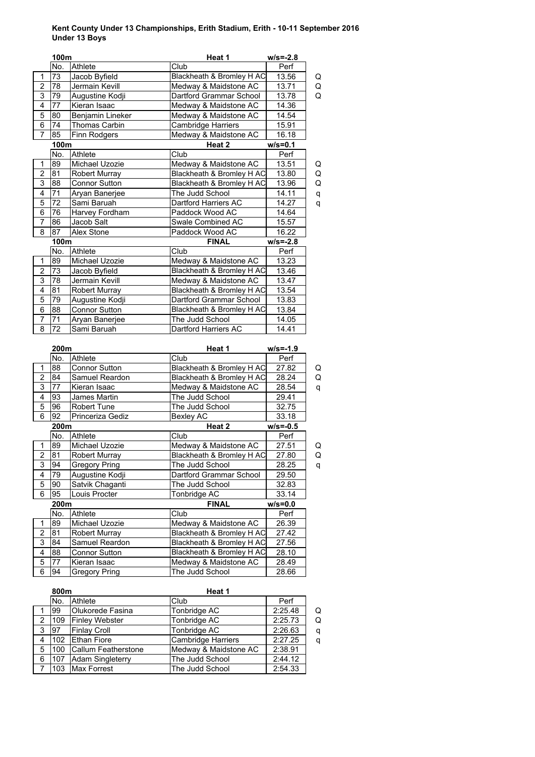**Kent County Under 13 Championships, Erith Stadium, Erith - 10-11 September 2016**
**Under 13 Boys**

| | 100m | | Heat 1 | w/s=-2.8 | |
|---|---|---|---|---|---|
| | No. | Athlete | Club | Perf | |
| 1 | 73 | Jacob Byfield | Blackheath & Bromley H AC | 13.56 | Q |
| 2 | 78 | Jermain Kevill | Medway & Maidstone AC | 13.71 | Q |
| 3 | 79 | Augustine Kodji | Dartford Grammar School | 13.78 | Q |
| 4 | 77 | Kieran Isaac | Medway & Maidstone AC | 14.36 | |
| 5 | 80 | Benjamin Lineker | Medway & Maidstone AC | 14.54 | |
| 6 | 74 | Thomas Carbin | Cambridge Harriers | 15.91 | |
| 7 | 85 | Finn Rodgers | Medway & Maidstone AC | 16.18 | |

| | 100m | | Heat 2 | w/s=0.1 | |
|---|---|---|---|---|---|
| | No. | Athlete | Club | Perf | |
| 1 | 89 | Michael Uzozie | Medway & Maidstone AC | 13.51 | Q |
| 2 | 81 | Robert Murray | Blackheath & Bromley H AC | 13.80 | Q |
| 3 | 88 | Connor Sutton | Blackheath & Bromley H AC | 13.96 | Q |
| 4 | 71 | Aryan Banerjee | The Judd School | 14.11 | q |
| 5 | 72 | Sami Baruah | Dartford Harriers AC | 14.27 | q |
| 6 | 76 | Harvey Fordham | Paddock Wood AC | 14.64 | |
| 7 | 86 | Jacob Salt | Swale Combined AC | 15.57 | |
| 8 | 87 | Alex Stone | Paddock Wood AC | 16.22 | |

| | 100m | | FINAL | w/s=-2.8 |
|---|---|---|---|---|
| | No. | Athlete | Club | Perf |
| 1 | 89 | Michael Uzozie | Medway & Maidstone AC | 13.23 |
| 2 | 73 | Jacob Byfield | Blackheath & Bromley H AC | 13.46 |
| 3 | 78 | Jermain Kevill | Medway & Maidstone AC | 13.47 |
| 4 | 81 | Robert Murray | Blackheath & Bromley H AC | 13.54 |
| 5 | 79 | Augustine Kodji | Dartford Grammar School | 13.83 |
| 6 | 88 | Connor Sutton | Blackheath & Bromley H AC | 13.84 |
| 7 | 71 | Aryan Banerjee | The Judd School | 14.05 |
| 8 | 72 | Sami Baruah | Dartford Harriers AC | 14.41 |

| | 200m | | Heat 1 | w/s=-1.9 | |
|---|---|---|---|---|---|
| | No. | Athlete | Club | Perf | |
| 1 | 88 | Connor Sutton | Blackheath & Bromley H AC | 27.82 | Q |
| 2 | 84 | Samuel Reardon | Blackheath & Bromley H AC | 28.24 | Q |
| 3 | 77 | Kieran Isaac | Medway & Maidstone AC | 28.54 | q |
| 4 | 93 | James Martin | The Judd School | 29.41 | |
| 5 | 96 | Robert Tune | The Judd School | 32.75 | |
| 6 | 92 | Princeriza Gediz | Bexley AC | 33.18 | |

| | 200m | | Heat 2 | w/s=-0.5 | |
|---|---|---|---|---|---|
| | No. | Athlete | Club | Perf | |
| 1 | 89 | Michael Uzozie | Medway & Maidstone AC | 27.51 | Q |
| 2 | 81 | Robert Murray | Blackheath & Bromley H AC | 27.80 | Q |
| 3 | 94 | Gregory Pring | The Judd School | 28.25 | q |
| 4 | 79 | Augustine Kodji | Dartford Grammar School | 29.50 | |
| 5 | 90 | Satvik Chaganti | The Judd School | 32.83 | |
| 6 | 95 | Louis Procter | Tonbridge AC | 33.14 | |

| | 200m | | FINAL | w/s=0.0 |
|---|---|---|---|---|
| | No. | Athlete | Club | Perf |
| 1 | 89 | Michael Uzozie | Medway & Maidstone AC | 26.39 |
| 2 | 81 | Robert Murray | Blackheath & Bromley H AC | 27.42 |
| 3 | 84 | Samuel Reardon | Blackheath & Bromley H AC | 27.56 |
| 4 | 88 | Connor Sutton | Blackheath & Bromley H AC | 28.10 |
| 5 | 77 | Kieran Isaac | Medway & Maidstone AC | 28.49 |
| 6 | 94 | Gregory Pring | The Judd School | 28.66 |

| | 800m | | Heat 1 | | |
|---|---|---|---|---|---|
| | No. | Athlete | Club | Perf | |
| 1 | 99 | Olukorede Fasina | Tonbridge AC | 2:25.48 | Q |
| 2 | 109 | Finley Webster | Tonbridge AC | 2:25.73 | Q |
| 3 | 97 | Finlay Croll | Tonbridge AC | 2:26.63 | q |
| 4 | 102 | Ethan Fiore | Cambridge Harriers | 2:27.25 | q |
| 5 | 100 | Callum Featherstone | Medway & Maidstone AC | 2:38.91 | |
| 6 | 107 | Adam Singleterry | The Judd School | 2:44.12 | |
| 7 | 103 | Max Forrest | The Judd School | 2:54.33 | |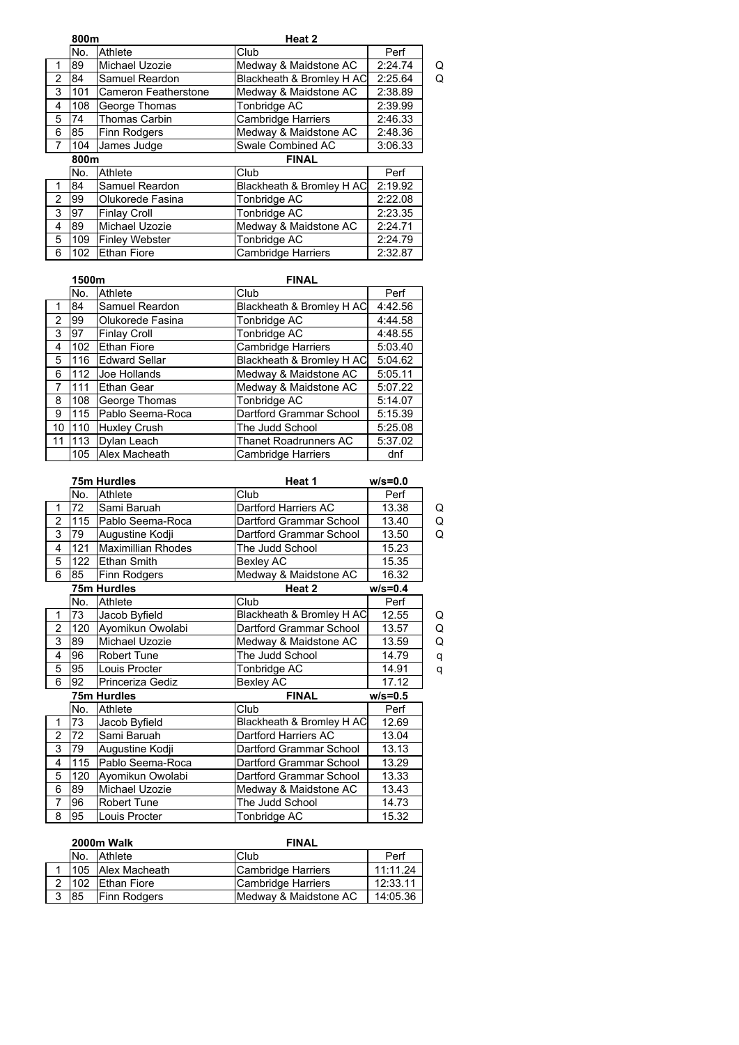### 800m — Heat 2

| | No. | Athlete | Club | Perf | |
|---|---|---|---|---|---|
| 1 | 89 | Michael Uzozie | Medway & Maidstone AC | 2:24.74 | Q |
| 2 | 84 | Samuel Reardon | Blackheath & Bromley H AC | 2:25.64 | Q |
| 3 | 101 | Cameron Featherstone | Medway & Maidstone AC | 2:38.89 | |
| 4 | 108 | George Thomas | Tonbridge AC | 2:39.99 | |
| 5 | 74 | Thomas Carbin | Cambridge Harriers | 2:46.33 | |
| 6 | 85 | Finn Rodgers | Medway & Maidstone AC | 2:48.36 | |
| 7 | 104 | James Judge | Swale Combined AC | 3:06.33 | |

### 800m — FINAL

| | No. | Athlete | Club | Perf |
|---|---|---|---|---|
| 1 | 84 | Samuel Reardon | Blackheath & Bromley H AC | 2:19.92 |
| 2 | 99 | Olukorede Fasina | Tonbridge AC | 2:22.08 |
| 3 | 97 | Finlay Croll | Tonbridge AC | 2:23.35 |
| 4 | 89 | Michael Uzozie | Medway & Maidstone AC | 2:24.71 |
| 5 | 109 | Finley Webster | Tonbridge AC | 2:24.79 |
| 6 | 102 | Ethan Fiore | Cambridge Harriers | 2:32.87 |

### 1500m — FINAL

| | No. | Athlete | Club | Perf |
|---|---|---|---|---|
| 1 | 84 | Samuel Reardon | Blackheath & Bromley H AC | 4:42.56 |
| 2 | 99 | Olukorede Fasina | Tonbridge AC | 4:44.58 |
| 3 | 97 | Finlay Croll | Tonbridge AC | 4:48.55 |
| 4 | 102 | Ethan Fiore | Cambridge Harriers | 5:03.40 |
| 5 | 116 | Edward Sellar | Blackheath & Bromley H AC | 5:04.62 |
| 6 | 112 | Joe Hollands | Medway & Maidstone AC | 5:05.11 |
| 7 | 111 | Ethan Gear | Medway & Maidstone AC | 5:07.22 |
| 8 | 108 | George Thomas | Tonbridge AC | 5:14.07 |
| 9 | 115 | Pablo Seema-Roca | Dartford Grammar School | 5:15.39 |
| 10 | 110 | Huxley Crush | The Judd School | 5:25.08 |
| 11 | 113 | Dylan Leach | Thanet Roadrunners AC | 5:37.02 |
| | 105 | Alex Macheath | Cambridge Harriers | dnf |

### 75m Hurdles — Heat 1 — w/s=0.0

| | No. | Athlete | Club | Perf | |
|---|---|---|---|---|---|
| 1 | 72 | Sami Baruah | Dartford Harriers AC | 13.38 | Q |
| 2 | 115 | Pablo Seema-Roca | Dartford Grammar School | 13.40 | Q |
| 3 | 79 | Augustine Kodji | Dartford Grammar School | 13.50 | Q |
| 4 | 121 | Maximillian Rhodes | The Judd School | 15.23 | |
| 5 | 122 | Ethan Smith | Bexley AC | 15.35 | |
| 6 | 85 | Finn Rodgers | Medway & Maidstone AC | 16.32 | |

### 75m Hurdles — Heat 2 — w/s=0.4

| | No. | Athlete | Club | Perf | |
|---|---|---|---|---|---|
| 1 | 73 | Jacob Byfield | Blackheath & Bromley H AC | 12.55 | Q |
| 2 | 120 | Ayomikun Owolabi | Dartford Grammar School | 13.57 | Q |
| 3 | 89 | Michael Uzozie | Medway & Maidstone AC | 13.59 | Q |
| 4 | 96 | Robert Tune | The Judd School | 14.79 | q |
| 5 | 95 | Louis Procter | Tonbridge AC | 14.91 | q |
| 6 | 92 | Princeriza Gediz | Bexley AC | 17.12 | |

### 75m Hurdles — FINAL — w/s=0.5

| | No. | Athlete | Club | Perf |
|---|---|---|---|---|
| 1 | 73 | Jacob Byfield | Blackheath & Bromley H AC | 12.69 |
| 2 | 72 | Sami Baruah | Dartford Harriers AC | 13.04 |
| 3 | 79 | Augustine Kodji | Dartford Grammar School | 13.13 |
| 4 | 115 | Pablo Seema-Roca | Dartford Grammar School | 13.29 |
| 5 | 120 | Ayomikun Owolabi | Dartford Grammar School | 13.33 |
| 6 | 89 | Michael Uzozie | Medway & Maidstone AC | 13.43 |
| 7 | 96 | Robert Tune | The Judd School | 14.73 |
| 8 | 95 | Louis Procter | Tonbridge AC | 15.32 |

### 2000m Walk — FINAL

| | No. | Athlete | Club | Perf |
|---|---|---|---|---|
| 1 | 105 | Alex Macheath | Cambridge Harriers | 11:11.24 |
| 2 | 102 | Ethan Fiore | Cambridge Harriers | 12:33.11 |
| 3 | 85 | Finn Rodgers | Medway & Maidstone AC | 14:05.36 |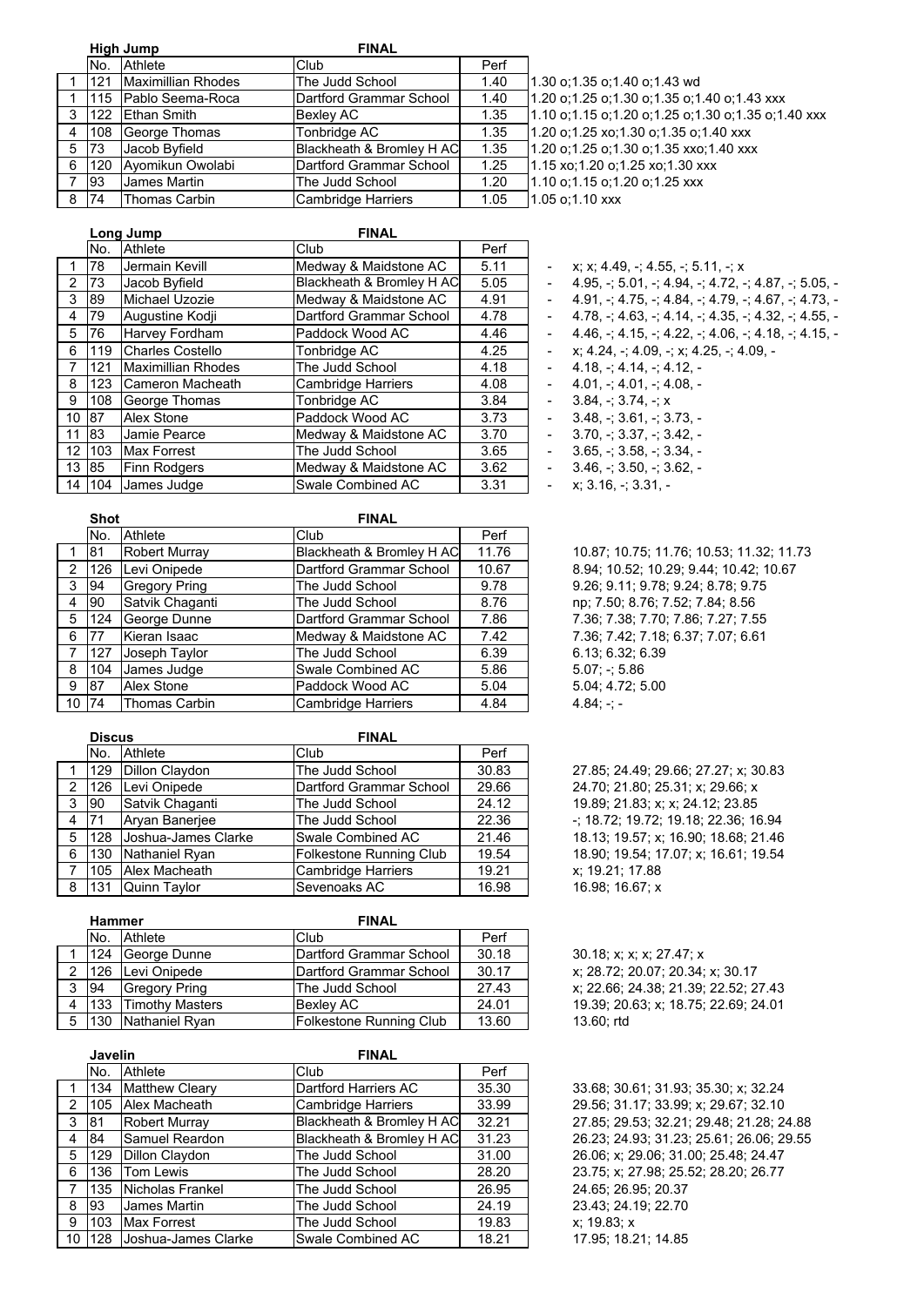## High Jump — FINAL

| | No. | Athlete | Club | Perf | |
|---|---|---|---|---|---|
| 1 | 121 | Maximillian Rhodes | The Judd School | 1.40 | 1.30 o;1.35 o;1.40 o;1.43 wd |
| 1 | 115 | Pablo Seema-Roca | Dartford Grammar School | 1.40 | 1.20 o;1.25 o;1.30 o;1.35 o;1.40 o;1.43 xxx |
| 3 | 122 | Ethan Smith | Bexley AC | 1.35 | 1.10 o;1.15 o;1.20 o;1.25 o;1.30 o;1.35 o;1.40 xxx |
| 4 | 108 | George Thomas | Tonbridge AC | 1.35 | 1.20 o;1.25 xo;1.30 o;1.35 o;1.40 xxx |
| 5 | 73 | Jacob Byfield | Blackheath & Bromley H AC | 1.35 | 1.20 o;1.25 o;1.30 o;1.35 xxo;1.40 xxx |
| 6 | 120 | Ayomikun Owolabi | Dartford Grammar School | 1.25 | 1.15 xo;1.20 o;1.25 xo;1.30 xxx |
| 7 | 93 | James Martin | The Judd School | 1.20 | 1.10 o;1.15 o;1.20 o;1.25 xxx |
| 8 | 74 | Thomas Carbin | Cambridge Harriers | 1.05 | 1.05 o;1.10 xxx |

## Long Jump — FINAL

| | No. | Athlete | Club | Perf | | |
|---|---|---|---|---|---|---|
| 1 | 78 | Jermain Kevill | Medway & Maidstone AC | 5.11 | - | x; x; 4.49, -; 4.55, -; 5.11, -; x |
| 2 | 73 | Jacob Byfield | Blackheath & Bromley H AC | 5.05 | - | 4.95, -; 5.01, -; 4.94, -; 4.72, -; 4.87, -; 5.05, - |
| 3 | 89 | Michael Uzozie | Medway & Maidstone AC | 4.91 | - | 4.91, -; 4.75, -; 4.84, -; 4.79, -; 4.67, -; 4.73, - |
| 4 | 79 | Augustine Kodji | Dartford Grammar School | 4.78 | - | 4.78, -; 4.63, -; 4.14, -; 4.35, -; 4.32, -; 4.55, - |
| 5 | 76 | Harvey Fordham | Paddock Wood AC | 4.46 | - | 4.46, -; 4.15, -; 4.22, -; 4.06, -; 4.18, -; 4.15, - |
| 6 | 119 | Charles Costello | Tonbridge AC | 4.25 | - | x; 4.24, -; 4.09, -; x; 4.25, -; 4.09, - |
| 7 | 121 | Maximillian Rhodes | The Judd School | 4.18 | - | 4.18, -; 4.14, -; 4.12, - |
| 8 | 123 | Cameron Macheath | Cambridge Harriers | 4.08 | - | 4.01, -; 4.01, -; 4.08, - |
| 9 | 108 | George Thomas | Tonbridge AC | 3.84 | - | 3.84, -; 3.74, -; x |
| 10 | 87 | Alex Stone | Paddock Wood AC | 3.73 | - | 3.48, -; 3.61, -; 3.73, - |
| 11 | 83 | Jamie Pearce | Medway & Maidstone AC | 3.70 | - | 3.70, -; 3.37, -; 3.42, - |
| 12 | 103 | Max Forrest | The Judd School | 3.65 | - | 3.65, -; 3.58, -; 3.34, - |
| 13 | 85 | Finn Rodgers | Medway & Maidstone AC | 3.62 | - | 3.46, -; 3.50, -; 3.62, - |
| 14 | 104 | James Judge | Swale Combined AC | 3.31 | - | x; 3.16, -; 3.31, - |

## Shot — FINAL

| | No. | Athlete | Club | Perf | |
|---|---|---|---|---|---|
| 1 | 81 | Robert Murray | Blackheath & Bromley H AC | 11.76 | 10.87; 10.75; 11.76; 10.53; 11.32; 11.73 |
| 2 | 126 | Levi Onipede | Dartford Grammar School | 10.67 | 8.94; 10.52; 10.29; 9.44; 10.42; 10.67 |
| 3 | 94 | Gregory Pring | The Judd School | 9.78 | 9.26; 9.11; 9.78; 9.24; 8.78; 9.75 |
| 4 | 90 | Satvik Chaganti | The Judd School | 8.76 | np; 7.50; 8.76; 7.52; 7.84; 8.56 |
| 5 | 124 | George Dunne | Dartford Grammar School | 7.86 | 7.36; 7.38; 7.70; 7.86; 7.27; 7.55 |
| 6 | 77 | Kieran Isaac | Medway & Maidstone AC | 7.42 | 7.36; 7.42; 7.18; 6.37; 7.07; 6.61 |
| 7 | 127 | Joseph Taylor | The Judd School | 6.39 | 6.13; 6.32; 6.39 |
| 8 | 104 | James Judge | Swale Combined AC | 5.86 | 5.07; -; 5.86 |
| 9 | 87 | Alex Stone | Paddock Wood AC | 5.04 | 5.04; 4.72; 5.00 |
| 10 | 74 | Thomas Carbin | Cambridge Harriers | 4.84 | 4.84; -; - |

## Discus — FINAL

| | No. | Athlete | Club | Perf | |
|---|---|---|---|---|---|
| 1 | 129 | Dillon Claydon | The Judd School | 30.83 | 27.85; 24.49; 29.66; 27.27; x; 30.83 |
| 2 | 126 | Levi Onipede | Dartford Grammar School | 29.66 | 24.70; 21.80; 25.31; x; 29.66; x |
| 3 | 90 | Satvik Chaganti | The Judd School | 24.12 | 19.89; 21.83; x; x; 24.12; 23.85 |
| 4 | 71 | Aryan Banerjee | The Judd School | 22.36 | -; 18.72; 19.72; 19.18; 22.36; 16.94 |
| 5 | 128 | Joshua-James Clarke | Swale Combined AC | 21.46 | 18.13; 19.57; x; 16.90; 18.68; 21.46 |
| 6 | 130 | Nathaniel Ryan | Folkestone Running Club | 19.54 | 18.90; 19.54; 17.07; x; 16.61; 19.54 |
| 7 | 105 | Alex Macheath | Cambridge Harriers | 19.21 | x; 19.21; 17.88 |
| 8 | 131 | Quinn Taylor | Sevenoaks AC | 16.98 | 16.98; 16.67; x |

## Hammer — FINAL

| | No. | Athlete | Club | Perf | |
|---|---|---|---|---|---|
| 1 | 124 | George Dunne | Dartford Grammar School | 30.18 | 30.18; x; x; x; 27.47; x |
| 2 | 126 | Levi Onipede | Dartford Grammar School | 30.17 | x; 28.72; 20.07; 20.34; x; 30.17 |
| 3 | 94 | Gregory Pring | The Judd School | 27.43 | x; 22.66; 24.38; 21.39; 22.52; 27.43 |
| 4 | 133 | Timothy Masters | Bexley AC | 24.01 | 19.39; 20.63; x; 18.75; 22.69; 24.01 |
| 5 | 130 | Nathaniel Ryan | Folkestone Running Club | 13.60 | 13.60; rtd |

## Javelin — FINAL

| | No. | Athlete | Club | Perf | |
|---|---|---|---|---|---|
| 1 | 134 | Matthew Cleary | Dartford Harriers AC | 35.30 | 33.68; 30.61; 31.93; 35.30; x; 32.24 |
| 2 | 105 | Alex Macheath | Cambridge Harriers | 33.99 | 29.56; 31.17; 33.99; x; 29.67; 32.10 |
| 3 | 81 | Robert Murray | Blackheath & Bromley H AC | 32.21 | 27.85; 29.53; 32.21; 29.48; 21.28; 24.88 |
| 4 | 84 | Samuel Reardon | Blackheath & Bromley H AC | 31.23 | 26.23; 24.93; 31.23; 25.61; 26.06; 29.55 |
| 5 | 129 | Dillon Claydon | The Judd School | 31.00 | 26.06; x; 29.06; 31.00; 25.48; 24.47 |
| 6 | 136 | Tom Lewis | The Judd School | 28.20 | 23.75; x; 27.98; 25.52; 28.20; 26.77 |
| 7 | 135 | Nicholas Frankel | The Judd School | 26.95 | 24.65; 26.95; 20.37 |
| 8 | 93 | James Martin | The Judd School | 24.19 | 23.43; 24.19; 22.70 |
| 9 | 103 | Max Forrest | The Judd School | 19.83 | x; 19.83; x |
| 10 | 128 | Joshua-James Clarke | Swale Combined AC | 18.21 | 17.95; 18.21; 14.85 |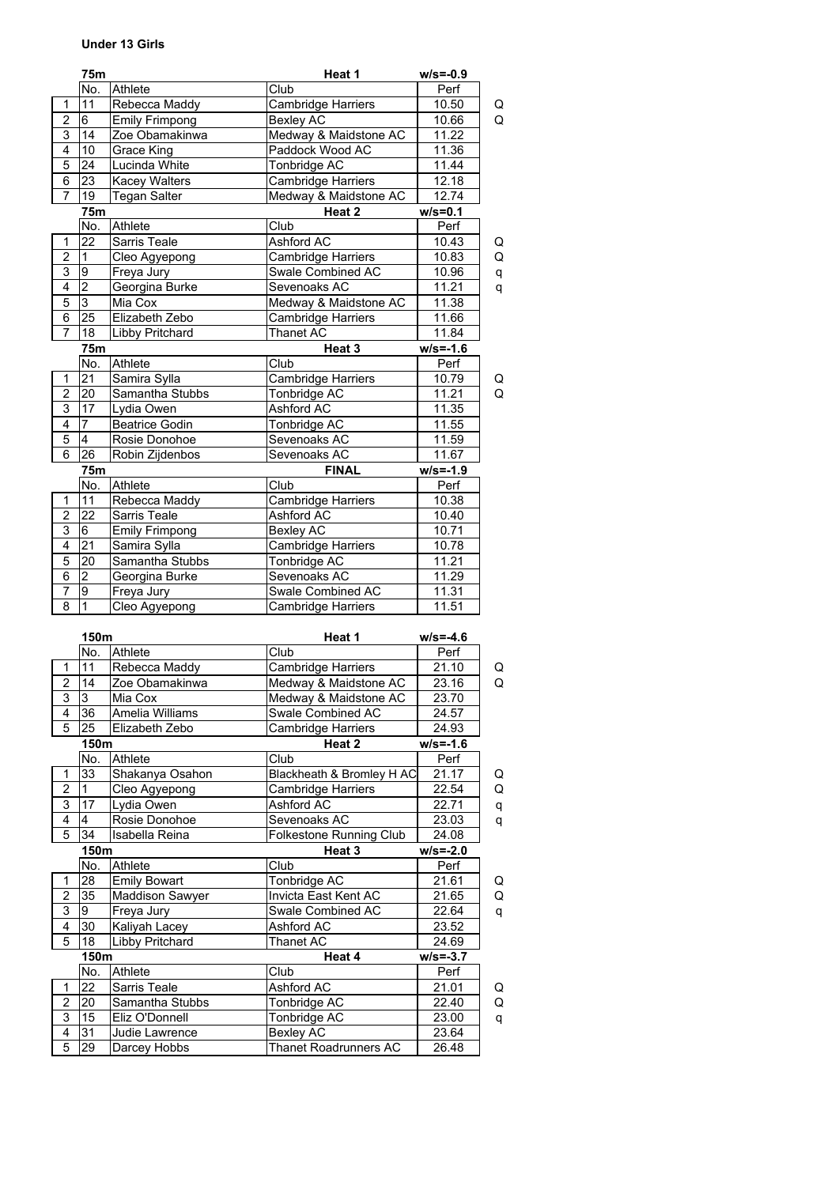**Under 13 Girls**

| | 75m | | Heat 1 | w/s=-0.9 | |
|---|---|---|---|---|---|
| | No. | Athlete | Club | Perf | |
| 1 | 11 | Rebecca Maddy | Cambridge Harriers | 10.50 | Q |
| 2 | 6 | Emily Frimpong | Bexley AC | 10.66 | Q |
| 3 | 14 | Zoe Obamakinwa | Medway & Maidstone AC | 11.22 | |
| 4 | 10 | Grace King | Paddock Wood AC | 11.36 | |
| 5 | 24 | Lucinda White | Tonbridge AC | 11.44 | |
| 6 | 23 | Kacey Walters | Cambridge Harriers | 12.18 | |
| 7 | 19 | Tegan Salter | Medway & Maidstone AC | 12.74 | |

| | 75m | | Heat 2 | w/s=0.1 | |
|---|---|---|---|---|---|
| | No. | Athlete | Club | Perf | |
| 1 | 22 | Sarris Teale | Ashford AC | 10.43 | Q |
| 2 | 1 | Cleo Agyepong | Cambridge Harriers | 10.83 | Q |
| 3 | 9 | Freya Jury | Swale Combined AC | 10.96 | q |
| 4 | 2 | Georgina Burke | Sevenoaks AC | 11.21 | q |
| 5 | 3 | Mia Cox | Medway & Maidstone AC | 11.38 | |
| 6 | 25 | Elizabeth Zebo | Cambridge Harriers | 11.66 | |
| 7 | 18 | Libby Pritchard | Thanet AC | 11.84 | |

| | 75m | | Heat 3 | w/s=-1.6 | |
|---|---|---|---|---|---|
| | No. | Athlete | Club | Perf | |
| 1 | 21 | Samira Sylla | Cambridge Harriers | 10.79 | Q |
| 2 | 20 | Samantha Stubbs | Tonbridge AC | 11.21 | Q |
| 3 | 17 | Lydia Owen | Ashford AC | 11.35 | |
| 4 | 7 | Beatrice Godin | Tonbridge AC | 11.55 | |
| 5 | 4 | Rosie Donohoe | Sevenoaks AC | 11.59 | |
| 6 | 26 | Robin Zijdenbos | Sevenoaks AC | 11.67 | |

| | 75m | | FINAL | w/s=-1.9 |
|---|---|---|---|---|
| | No. | Athlete | Club | Perf |
| 1 | 11 | Rebecca Maddy | Cambridge Harriers | 10.38 |
| 2 | 22 | Sarris Teale | Ashford AC | 10.40 |
| 3 | 6 | Emily Frimpong | Bexley AC | 10.71 |
| 4 | 21 | Samira Sylla | Cambridge Harriers | 10.78 |
| 5 | 20 | Samantha Stubbs | Tonbridge AC | 11.21 |
| 6 | 2 | Georgina Burke | Sevenoaks AC | 11.29 |
| 7 | 9 | Freya Jury | Swale Combined AC | 11.31 |
| 8 | 1 | Cleo Agyepong | Cambridge Harriers | 11.51 |

| | 150m | | Heat 1 | w/s=-4.6 | |
|---|---|---|---|---|---|
| | No. | Athlete | Club | Perf | |
| 1 | 11 | Rebecca Maddy | Cambridge Harriers | 21.10 | Q |
| 2 | 14 | Zoe Obamakinwa | Medway & Maidstone AC | 23.16 | Q |
| 3 | 3 | Mia Cox | Medway & Maidstone AC | 23.70 | |
| 4 | 36 | Amelia Williams | Swale Combined AC | 24.57 | |
| 5 | 25 | Elizabeth Zebo | Cambridge Harriers | 24.93 | |

| | 150m | | Heat 2 | w/s=-1.6 | |
|---|---|---|---|---|---|
| | No. | Athlete | Club | Perf | |
| 1 | 33 | Shakanya Osahon | Blackheath & Bromley H AC | 21.17 | Q |
| 2 | 1 | Cleo Agyepong | Cambridge Harriers | 22.54 | Q |
| 3 | 17 | Lydia Owen | Ashford AC | 22.71 | q |
| 4 | 4 | Rosie Donohoe | Sevenoaks AC | 23.03 | q |
| 5 | 34 | Isabella Reina | Folkestone Running Club | 24.08 | |

| | 150m | | Heat 3 | w/s=-2.0 | |
|---|---|---|---|---|---|
| | No. | Athlete | Club | Perf | |
| 1 | 28 | Emily Bowart | Tonbridge AC | 21.61 | Q |
| 2 | 35 | Maddison Sawyer | Invicta East Kent AC | 21.65 | Q |
| 3 | 9 | Freya Jury | Swale Combined AC | 22.64 | q |
| 4 | 30 | Kaliyah Lacey | Ashford AC | 23.52 | |
| 5 | 18 | Libby Pritchard | Thanet AC | 24.69 | |

| | 150m | | Heat 4 | w/s=-3.7 | |
|---|---|---|---|---|---|
| | No. | Athlete | Club | Perf | |
| 1 | 22 | Sarris Teale | Ashford AC | 21.01 | Q |
| 2 | 20 | Samantha Stubbs | Tonbridge AC | 22.40 | Q |
| 3 | 15 | Eliz O'Donnell | Tonbridge AC | 23.00 | q |
| 4 | 31 | Judie Lawrence | Bexley AC | 23.64 | |
| 5 | 29 | Darcey Hobbs | Thanet Roadrunners AC | 26.48 | |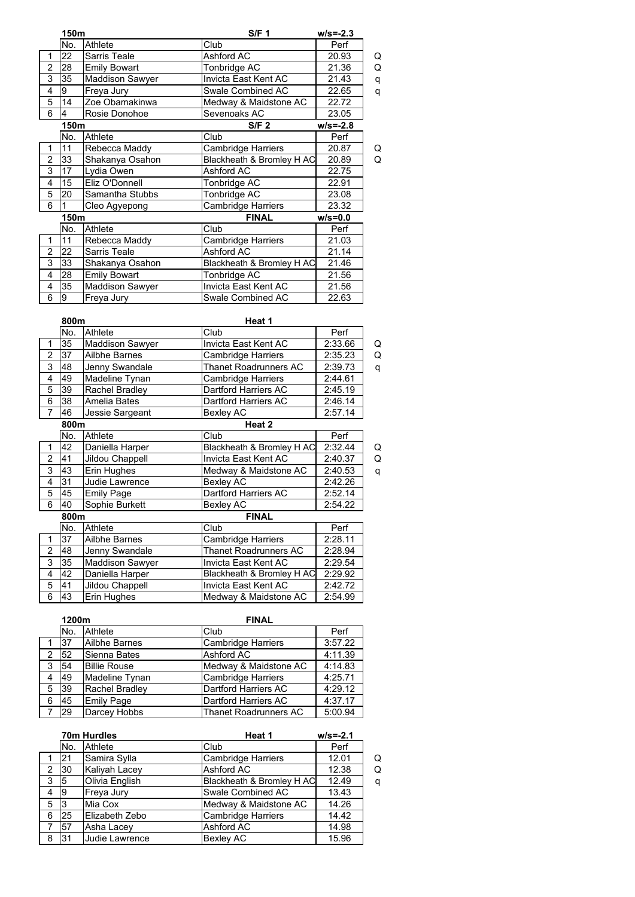| | 150m | | S/F 1 | w/s=-2.3 | |
|---|---|---|---|---|---|
| | No. | Athlete | Club | Perf | |
| 1 | 22 | Sarris Teale | Ashford AC | 20.93 | Q |
| 2 | 28 | Emily Bowart | Tonbridge AC | 21.36 | Q |
| 3 | 35 | Maddison Sawyer | Invicta East Kent AC | 21.43 | q |
| 4 | 9 | Freya Jury | Swale Combined AC | 22.65 | q |
| 5 | 14 | Zoe Obamakinwa | Medway & Maidstone AC | 22.72 | |
| 6 | 4 | Rosie Donohoe | Sevenoaks AC | 23.05 | |

| | 150m | | S/F 2 | w/s=-2.8 | |
|---|---|---|---|---|---|
| | No. | Athlete | Club | Perf | |
| 1 | 11 | Rebecca Maddy | Cambridge Harriers | 20.87 | Q |
| 2 | 33 | Shakanya Osahon | Blackheath & Bromley H AC | 20.89 | Q |
| 3 | 17 | Lydia Owen | Ashford AC | 22.75 | |
| 4 | 15 | Eliz O'Donnell | Tonbridge AC | 22.91 | |
| 5 | 20 | Samantha Stubbs | Tonbridge AC | 23.08 | |
| 6 | 1 | Cleo Agyepong | Cambridge Harriers | 23.32 | |

| | 150m | | FINAL | w/s=0.0 |
|---|---|---|---|---|
| | No. | Athlete | Club | Perf |
| 1 | 11 | Rebecca Maddy | Cambridge Harriers | 21.03 |
| 2 | 22 | Sarris Teale | Ashford AC | 21.14 |
| 3 | 33 | Shakanya Osahon | Blackheath & Bromley H AC | 21.46 |
| 4 | 28 | Emily Bowart | Tonbridge AC | 21.56 |
| 4 | 35 | Maddison Sawyer | Invicta East Kent AC | 21.56 |
| 6 | 9 | Freya Jury | Swale Combined AC | 22.63 |

| | 800m | | Heat 1 | | |
|---|---|---|---|---|---|
| | No. | Athlete | Club | Perf | |
| 1 | 35 | Maddison Sawyer | Invicta East Kent AC | 2:33.66 | Q |
| 2 | 37 | Ailbhe Barnes | Cambridge Harriers | 2:35.23 | Q |
| 3 | 48 | Jenny Swandale | Thanet Roadrunners AC | 2:39.73 | q |
| 4 | 49 | Madeline Tynan | Cambridge Harriers | 2:44.61 | |
| 5 | 39 | Rachel Bradley | Dartford Harriers AC | 2:45.19 | |
| 6 | 38 | Amelia Bates | Dartford Harriers AC | 2:46.14 | |
| 7 | 46 | Jessie Sargeant | Bexley AC | 2:57.14 | |

| | 800m | | Heat 2 | | |
|---|---|---|---|---|---|
| | No. | Athlete | Club | Perf | |
| 1 | 42 | Daniella Harper | Blackheath & Bromley H AC | 2:32.44 | Q |
| 2 | 41 | Jildou Chappell | Invicta East Kent AC | 2:40.37 | Q |
| 3 | 43 | Erin Hughes | Medway & Maidstone AC | 2:40.53 | q |
| 4 | 31 | Judie Lawrence | Bexley AC | 2:42.26 | |
| 5 | 45 | Emily Page | Dartford Harriers AC | 2:52.14 | |
| 6 | 40 | Sophie Burkett | Bexley AC | 2:54.22 | |

| | 800m | | FINAL | |
|---|---|---|---|---|
| | No. | Athlete | Club | Perf |
| 1 | 37 | Ailbhe Barnes | Cambridge Harriers | 2:28.11 |
| 2 | 48 | Jenny Swandale | Thanet Roadrunners AC | 2:28.94 |
| 3 | 35 | Maddison Sawyer | Invicta East Kent AC | 2:29.54 |
| 4 | 42 | Daniella Harper | Blackheath & Bromley H AC | 2:29.92 |
| 5 | 41 | Jildou Chappell | Invicta East Kent AC | 2:42.72 |
| 6 | 43 | Erin Hughes | Medway & Maidstone AC | 2:54.99 |

| | 1200m | | FINAL | |
|---|---|---|---|---|
| | No. | Athlete | Club | Perf |
| 1 | 37 | Ailbhe Barnes | Cambridge Harriers | 3:57.22 |
| 2 | 52 | Sienna Bates | Ashford AC | 4:11.39 |
| 3 | 54 | Billie Rouse | Medway & Maidstone AC | 4:14.83 |
| 4 | 49 | Madeline Tynan | Cambridge Harriers | 4:25.71 |
| 5 | 39 | Rachel Bradley | Dartford Harriers AC | 4:29.12 |
| 6 | 45 | Emily Page | Dartford Harriers AC | 4:37.17 |
| 7 | 29 | Darcey Hobbs | Thanet Roadrunners AC | 5:00.94 |

| | 70m Hurdles | | Heat 1 | w/s=-2.1 | |
|---|---|---|---|---|---|
| | No. | Athlete | Club | Perf | |
| 1 | 21 | Samira Sylla | Cambridge Harriers | 12.01 | Q |
| 2 | 30 | Kaliyah Lacey | Ashford AC | 12.38 | Q |
| 3 | 5 | Olivia English | Blackheath & Bromley H AC | 12.49 | q |
| 4 | 9 | Freya Jury | Swale Combined AC | 13.43 | |
| 5 | 3 | Mia Cox | Medway & Maidstone AC | 14.26 | |
| 6 | 25 | Elizabeth Zebo | Cambridge Harriers | 14.42 | |
| 7 | 57 | Asha Lacey | Ashford AC | 14.98 | |
| 8 | 31 | Judie Lawrence | Bexley AC | 15.96 | |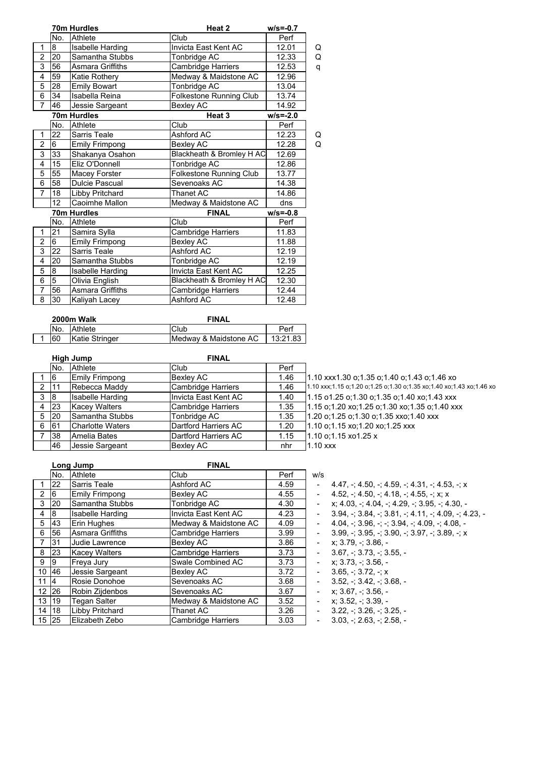## 70m Hurdles — Heat 2 (w/s=-0.7)

| | No. | Athlete | Club | Perf | |
|---|---|---|---|---|---|
| 1 | 8 | Isabelle Harding | Invicta East Kent AC | 12.01 | Q |
| 2 | 20 | Samantha Stubbs | Tonbridge AC | 12.33 | Q |
| 3 | 56 | Asmara Griffiths | Cambridge Harriers | 12.53 | q |
| 4 | 59 | Katie Rothery | Medway & Maidstone AC | 12.96 | |
| 5 | 28 | Emily Bowart | Tonbridge AC | 13.04 | |
| 6 | 34 | Isabella Reina | Folkestone Running Club | 13.74 | |
| 7 | 46 | Jessie Sargeant | Bexley AC | 14.92 | |

## 70m Hurdles — Heat 3 (w/s=-2.0)

| | No. | Athlete | Club | Perf | |
|---|---|---|---|---|---|
| 1 | 22 | Sarris Teale | Ashford AC | 12.23 | Q |
| 2 | 6 | Emily Frimpong | Bexley AC | 12.28 | Q |
| 3 | 33 | Shakanya Osahon | Blackheath & Bromley H AC | 12.69 | |
| 4 | 15 | Eliz O'Donnell | Tonbridge AC | 12.86 | |
| 5 | 55 | Macey Forster | Folkestone Running Club | 13.77 | |
| 6 | 58 | Dulcie Pascual | Sevenoaks AC | 14.38 | |
| 7 | 18 | Libby Pritchard | Thanet AC | 14.86 | |
| | 12 | Caoimhe Mallon | Medway & Maidstone AC | dns | |

## 70m Hurdles — FINAL (w/s=-0.8)

| | No. | Athlete | Club | Perf |
|---|---|---|---|---|
| 1 | 21 | Samira Sylla | Cambridge Harriers | 11.83 |
| 2 | 6 | Emily Frimpong | Bexley AC | 11.88 |
| 3 | 22 | Sarris Teale | Ashford AC | 12.19 |
| 4 | 20 | Samantha Stubbs | Tonbridge AC | 12.19 |
| 5 | 8 | Isabelle Harding | Invicta East Kent AC | 12.25 |
| 6 | 5 | Olivia English | Blackheath & Bromley H AC | 12.30 |
| 7 | 56 | Asmara Griffiths | Cambridge Harriers | 12.44 |
| 8 | 30 | Kaliyah Lacey | Ashford AC | 12.48 |

## 2000m Walk — FINAL

| | No. | Athlete | Club | Perf |
|---|---|---|---|---|
| 1 | 60 | Katie Stringer | Medway & Maidstone AC | 13:21.83 |

## High Jump — FINAL

| | No. | Athlete | Club | Perf | |
|---|---|---|---|---|---|
| 1 | 6 | Emily Frimpong | Bexley AC | 1.46 | 1.10 xxx1.30 o;1.35 o;1.40 o;1.43 o;1.46 xo |
| 2 | 11 | Rebecca Maddy | Cambridge Harriers | 1.46 | 1.10 xxx;1.15 o;1.20 o;1.25 o;1.30 o;1.35 xo;1.40 xo;1.43 xo;1.46 xo |
| 3 | 8 | Isabelle Harding | Invicta East Kent AC | 1.40 | 1.15 o1.25 o;1.30 o;1.35 o;1.40 xo;1.43 xxx |
| 4 | 23 | Kacey Walters | Cambridge Harriers | 1.35 | 1.15 o;1.20 xo;1.25 o;1.30 xo;1.35 o;1.40 xxx |
| 5 | 20 | Samantha Stubbs | Tonbridge AC | 1.35 | 1.20 o;1.25 o;1.30 o;1.35 xxo;1.40 xxx |
| 6 | 61 | Charlotte Waters | Dartford Harriers AC | 1.20 | 1.10 o;1.15 xo;1.20 xo;1.25 xxx |
| 7 | 38 | Amelia Bates | Dartford Harriers AC | 1.15 | 1.10 o;1.15 xo1.25 x |
| | 46 | Jessie Sargeant | Bexley AC | nhr | 1.10 xxx |

## Long Jump — FINAL

| | No. | Athlete | Club | Perf | w/s | |
|---|---|---|---|---|---|---|
| 1 | 22 | Sarris Teale | Ashford AC | 4.59 | - | 4.47, -; 4.50, -; 4.59, -; 4.31, -; 4.53, -; x |
| 2 | 6 | Emily Frimpong | Bexley AC | 4.55 | - | 4.52, -; 4.50, -; 4.18, -; 4.55, -; x; x |
| 3 | 20 | Samantha Stubbs | Tonbridge AC | 4.30 | - | x; 4.03, -; 4.04, -; 4.29, -; 3.95, -; 4.30, - |
| 4 | 8 | Isabelle Harding | Invicta East Kent AC | 4.23 | - | 3.94, -; 3.84, -; 3.81, -; 4.11, -; 4.09, -; 4.23, - |
| 5 | 43 | Erin Hughes | Medway & Maidstone AC | 4.09 | - | 4.04, -; 3.96, -; -; 3.94, -; 4.09, -; 4.08, - |
| 6 | 56 | Asmara Griffiths | Cambridge Harriers | 3.99 | - | 3.99, -; 3.95, -; 3.90, -; 3.97, -; 3.89, -; x |
| 7 | 31 | Judie Lawrence | Bexley AC | 3.86 | - | x; 3.79, -; 3.86, - |
| 8 | 23 | Kacey Walters | Cambridge Harriers | 3.73 | - | 3.67, -; 3.73, -; 3.55, - |
| 9 | 9 | Freya Jury | Swale Combined AC | 3.73 | - | x; 3.73, -; 3.56, - |
| 10 | 46 | Jessie Sargeant | Bexley AC | 3.72 | - | 3.65, -; 3.72, -; x |
| 11 | 4 | Rosie Donohoe | Sevenoaks AC | 3.68 | - | 3.52, -; 3.42, -; 3.68, - |
| 12 | 26 | Robin Zijdenbos | Sevenoaks AC | 3.67 | - | x; 3.67, -; 3.56, - |
| 13 | 19 | Tegan Salter | Medway & Maidstone AC | 3.52 | - | x; 3.52, -; 3.39, - |
| 14 | 18 | Libby Pritchard | Thanet AC | 3.26 | - | 3.22, -; 3.26, -; 3.25, - |
| 15 | 25 | Elizabeth Zebo | Cambridge Harriers | 3.03 | - | 3.03, -; 2.63, -; 2.58, - |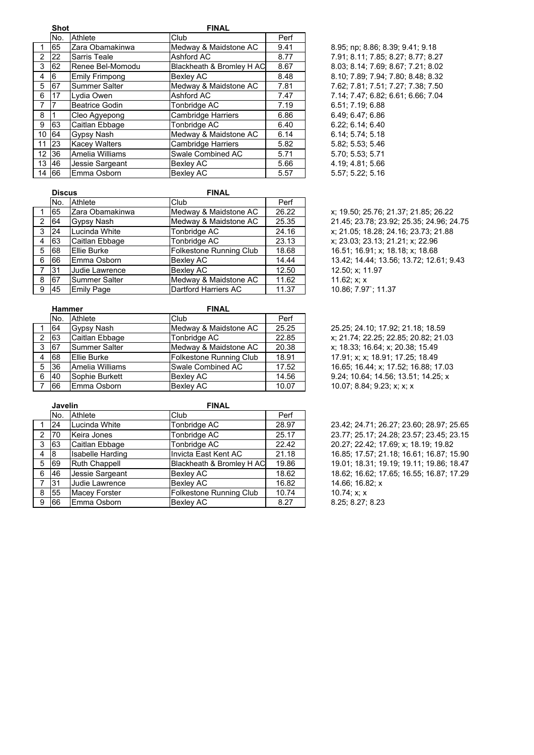## Shot

**FINAL**

| | No. | Athlete | Club | Perf | |
|---|---|---|---|---|---|
| 1 | 65 | Zara Obamakinwa | Medway & Maidstone AC | 9.41 | 8.95; np; 8.86; 8.39; 9.41; 9.18 |
| 2 | 22 | Sarris Teale | Ashford AC | 8.77 | 7.91; 8.11; 7.85; 8.27; 8.77; 8.27 |
| 3 | 62 | Renee Bel-Momodu | Blackheath & Bromley H AC | 8.67 | 8.03; 8.14; 7.69; 8.67; 7.21; 8.02 |
| 4 | 6 | Emily Frimpong | Bexley AC | 8.48 | 8.10; 7.89; 7.94; 7.80; 8.48; 8.32 |
| 5 | 67 | Summer Salter | Medway & Maidstone AC | 7.81 | 7.62; 7.81; 7.51; 7.27; 7.38; 7.50 |
| 6 | 17 | Lydia Owen | Ashford AC | 7.47 | 7.14; 7.47; 6.82; 6.61; 6.66; 7.04 |
| 7 | 7 | Beatrice Godin | Tonbridge AC | 7.19 | 6.51; 7.19; 6.88 |
| 8 | 1 | Cleo Agyepong | Cambridge Harriers | 6.86 | 6.49; 6.47; 6.86 |
| 9 | 63 | Caitlan Ebbage | Tonbridge AC | 6.40 | 6.22; 6.14; 6.40 |
| 10 | 64 | Gypsy Nash | Medway & Maidstone AC | 6.14 | 6.14; 5.74; 5.18 |
| 11 | 23 | Kacey Walters | Cambridge Harriers | 5.82 | 5.82; 5.53; 5.46 |
| 12 | 36 | Amelia Williams | Swale Combined AC | 5.71 | 5.70; 5.53; 5.71 |
| 13 | 46 | Jessie Sargeant | Bexley AC | 5.66 | 4.19; 4.81; 5.66 |
| 14 | 66 | Emma Osborn | Bexley AC | 5.57 | 5.57; 5.22; 5.16 |

## Discus

**FINAL**

| | No. | Athlete | Club | Perf | |
|---|---|---|---|---|---|
| 1 | 65 | Zara Obamakinwa | Medway & Maidstone AC | 26.22 | x; 19.50; 25.76; 21.37; 21.85; 26.22 |
| 2 | 64 | Gypsy Nash | Medway & Maidstone AC | 25.35 | 21.45; 23.78; 23.92; 25.35; 24.96; 24.75 |
| 3 | 24 | Lucinda White | Tonbridge AC | 24.16 | x; 21.05; 18.28; 24.16; 23.73; 21.88 |
| 4 | 63 | Caitlan Ebbage | Tonbridge AC | 23.13 | x; 23.03; 23.13; 21.21; x; 22.96 |
| 5 | 68 | Ellie Burke | Folkestone Running Club | 18.68 | 16.51; 16.91; x; 18.18; x; 18.68 |
| 6 | 66 | Emma Osborn | Bexley AC | 14.44 | 13.42; 14.44; 13.56; 13.72; 12.61; 9.43 |
| 7 | 31 | Judie Lawrence | Bexley AC | 12.50 | 12.50; x; 11.97 |
| 8 | 67 | Summer Salter | Medway & Maidstone AC | 11.62 | 11.62; x; x |
| 9 | 45 | Emily Page | Dartford Harriers AC | 11.37 | 10.86; 7.97`; 11.37 |

## Hammer

**FINAL**

| | No. | Athlete | Club | Perf | |
|---|---|---|---|---|---|
| 1 | 64 | Gypsy Nash | Medway & Maidstone AC | 25.25 | 25.25; 24.10; 17.92; 21.18; 18.59 |
| 2 | 63 | Caitlan Ebbage | Tonbridge AC | 22.85 | x; 21.74; 22.25; 22.85; 20.82; 21.03 |
| 3 | 67 | Summer Salter | Medway & Maidstone AC | 20.38 | x; 18.33; 16.64; x; 20.38; 15.49 |
| 4 | 68 | Ellie Burke | Folkestone Running Club | 18.91 | 17.91; x; x; 18.91; 17.25; 18.49 |
| 5 | 36 | Amelia Williams | Swale Combined AC | 17.52 | 16.65; 16.44; x; 17.52; 16.88; 17.03 |
| 6 | 40 | Sophie Burkett | Bexley AC | 14.56 | 9.24; 10.64; 14.56; 13.51; 14.25; x |
| 7 | 66 | Emma Osborn | Bexley AC | 10.07 | 10.07; 8.84; 9.23; x; x; x |

## Javelin

**FINAL**

| | No. | Athlete | Club | Perf | |
|---|---|---|---|---|---|
| 1 | 24 | Lucinda White | Tonbridge AC | 28.97 | 23.42; 24.71; 26.27; 23.60; 28.97; 25.65 |
| 2 | 70 | Keira Jones | Tonbridge AC | 25.17 | 23.77; 25.17; 24.28; 23.57; 23.45; 23.15 |
| 3 | 63 | Caitlan Ebbage | Tonbridge AC | 22.42 | 20.27; 22.42; 17.69; x; 18.19; 19.82 |
| 4 | 8 | Isabelle Harding | Invicta East Kent AC | 21.18 | 16.85; 17.57; 21.18; 16.61; 16.87; 15.90 |
| 5 | 69 | Ruth Chappell | Blackheath & Bromley H AC | 19.86 | 19.01; 18.31; 19.19; 19.11; 19.86; 18.47 |
| 6 | 46 | Jessie Sargeant | Bexley AC | 18.62 | 18.62; 16.62; 17.65; 16.55; 16.87; 17.29 |
| 7 | 31 | Judie Lawrence | Bexley AC | 16.82 | 14.66; 16.82; x |
| 8 | 55 | Macey Forster | Folkestone Running Club | 10.74 | 10.74; x; x |
| 9 | 66 | Emma Osborn | Bexley AC | 8.27 | 8.25; 8.27; 8.23 |